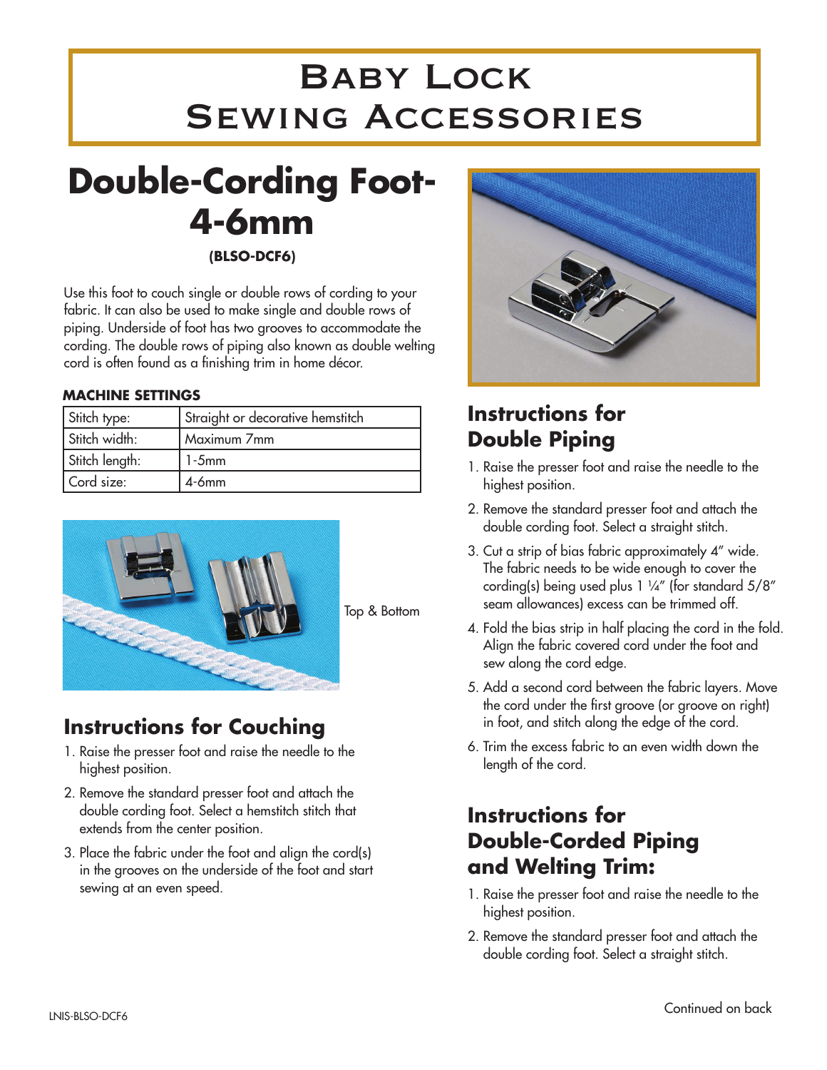# Baby Lock Sewing Accessories

# Double-Cording Foot-4-6mm

**(BLSO-DCF6)**

Use this foot to couch single or double rows of cording to your fabric. It can also be used to make single and double rows of piping. Underside of foot has two grooves to accommodate the cording. The double rows of piping also known as double welting cord is often found as a finishing trim in home décor.

**MACHINE SETTINGS**

| Stitch type: | Straight or decorative hemstitch |
|---|---|
| Stitch width: | Maximum 7mm |
| Stitch length: | 1-5mm |
| Cord size: | 4-6mm |

Top & Bottom

## Instructions for Couching

1. Raise the presser foot and raise the needle to the highest position.
2. Remove the standard presser foot and attach the double cording foot. Select a hemstitch stitch that extends from the center position.
3. Place the fabric under the foot and align the cord(s) in the grooves on the underside of the foot and start sewing at an even speed.

## Instructions for Double Piping

1. Raise the presser foot and raise the needle to the highest position.
2. Remove the standard presser foot and attach the double cording foot. Select a straight stitch.
3. Cut a strip of bias fabric approximately 4″ wide. The fabric needs to be wide enough to cover the cording(s) being used plus 1 ¼″ (for standard 5/8″ seam allowances) excess can be trimmed off.
4. Fold the bias strip in half placing the cord in the fold. Align the fabric covered cord under the foot and sew along the cord edge.
5. Add a second cord between the fabric layers. Move the cord under the first groove (or groove on right) in foot, and stitch along the edge of the cord.
6. Trim the excess fabric to an even width down the length of the cord.

## Instructions for Double-Corded Piping and Welting Trim:

1. Raise the presser foot and raise the needle to the highest position.
2. Remove the standard presser foot and attach the double cording foot. Select a straight stitch.

Continued on back

LNIS-BLSO-DCF6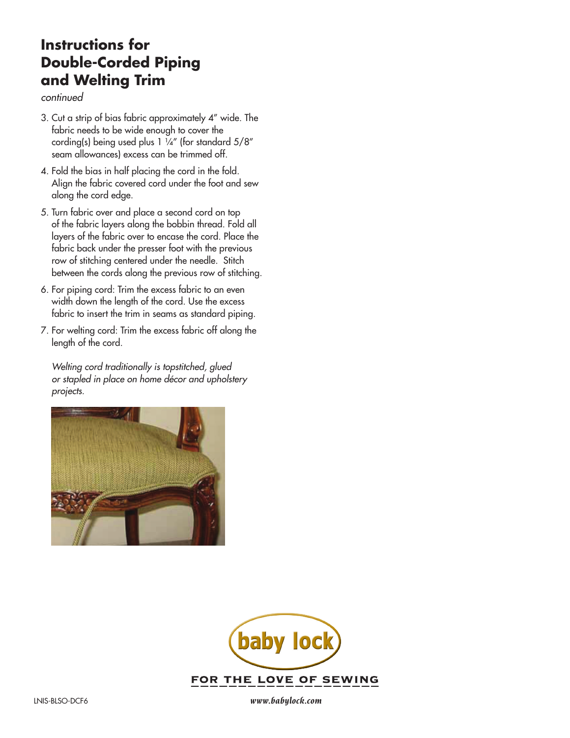# Instructions for Double-Corded Piping and Welting Trim

*continued*

3. Cut a strip of bias fabric approximately 4″ wide. The fabric needs to be wide enough to cover the cording(s) being used plus 1 ¼″ (for standard 5/8″ seam allowances) excess can be trimmed off.
4. Fold the bias in half placing the cord in the fold. Align the fabric covered cord under the foot and sew along the cord edge.
5. Turn fabric over and place a second cord on top of the fabric layers along the bobbin thread. Fold all layers of the fabric over to encase the cord. Place the fabric back under the presser foot with the previous row of stitching centered under the needle. Stitch between the cords along the previous row of stitching.
6. For piping cord: Trim the excess fabric to an even width down the length of the cord. Use the excess fabric to insert the trim in seams as standard piping.
7. For welting cord: Trim the excess fabric off along the length of the cord.

*Welting cord traditionally is topstitched, glued or stapled in place on home décor and upholstery projects.*

baby lock

FOR THE LOVE OF SEWING

LNIS-BLSO-DCF6

*www.babylock.com*